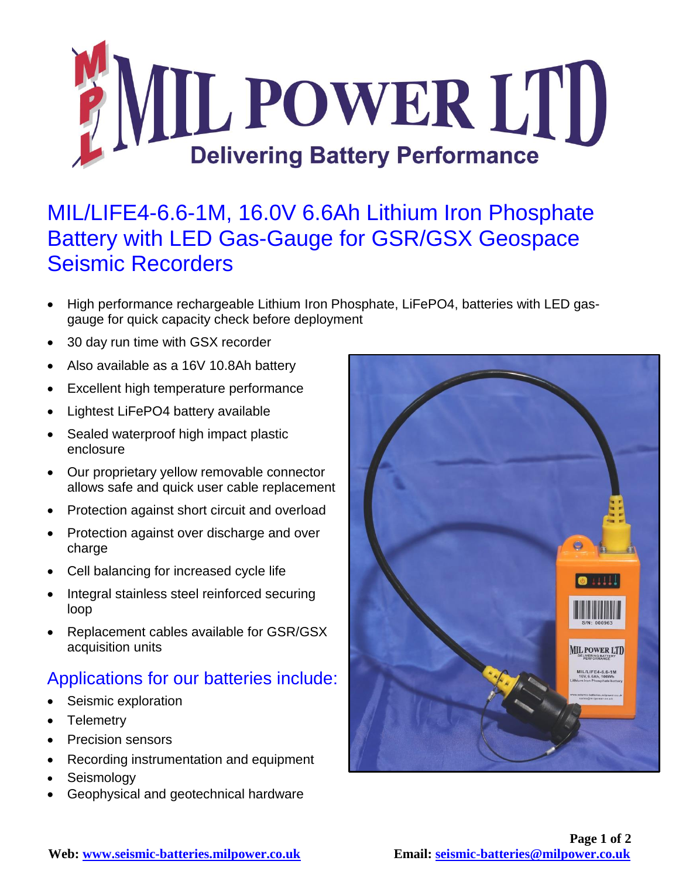# MIL POWER LTD

**Delivering Battery Performance**

## MIL/LIFE4-6.6-1M, 16.0V 6.6Ah Lithium Iron Phosphate Battery with LED Gas-Gauge for GSR/GSX Geospace Seismic Recorders

- High performance rechargeable Lithium Iron Phosphate, $LiFePO_4$, batteries with LED gas-gauge for quick capacity check before deployment
- 30 day run time with GSX recorder
- Also available as a 16V 10.8Ah battery
- Excellent high temperature performance
- Lightest $LiFePO_4$ battery available
- Sealed waterproof high impact plastic enclosure
- Our proprietary yellow removable connector allows safe and quick user cable replacement
- Protection against short circuit and overload
- Protection against over discharge and over charge
- Cell balancing for increased cycle life
- Integral stainless steel reinforced securing loop
- Replacement cables available for GSR/GSX acquisition units

## Applications for our batteries include:

- Seismic exploration
- Telemetry
- Precision sensors
- Recording instrumentation and equipment
- Seismology
- Geophysical and geotechnical hardware

**Web:** [www.seismic-batteries.milpower.co.uk](http://www.seismic-batteries.milpower.co.uk) **Email:** [seismic-batteries@milpower.co.uk](mailto:seismic-batteries@milpower.co.uk)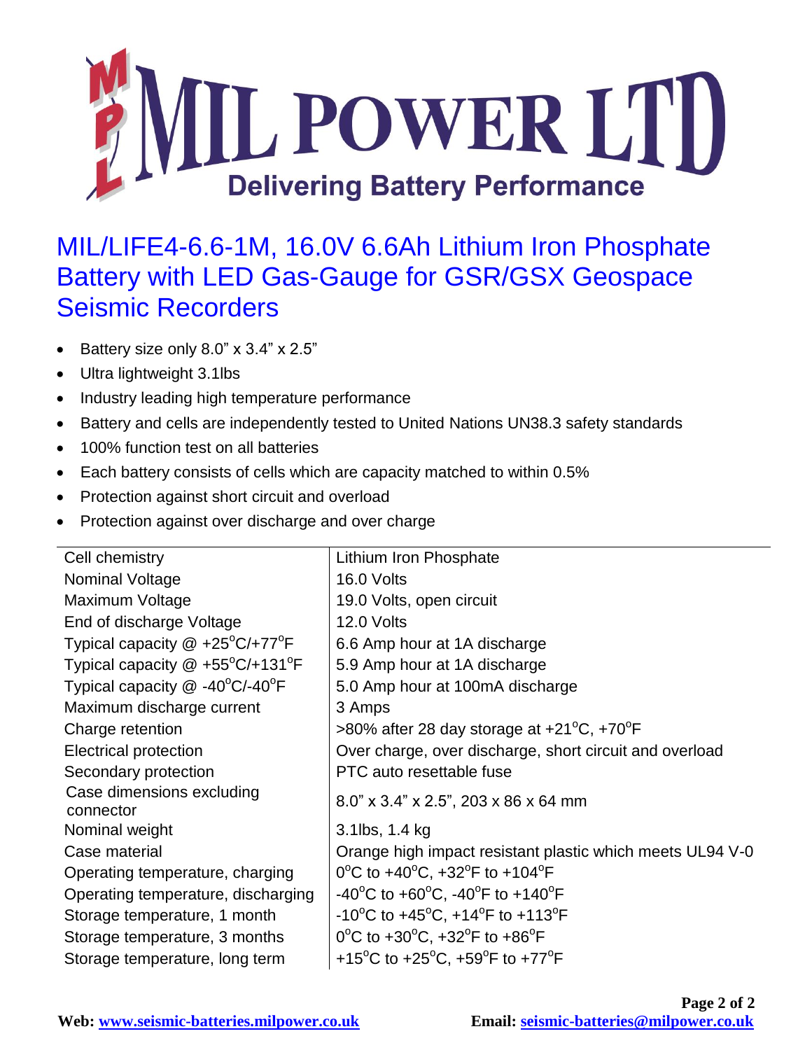# MIL POWER LTD

**Delivering Battery Performance**

## MIL/LIFE4-6.6-1M, 16.0V 6.6Ah Lithium Iron Phosphate Battery with LED Gas-Gauge for GSR/GSX Geospace Seismic Recorders

- Battery size only 8.0” x 3.4” x 2.5”
- Ultra lightweight 3.1lbs
- Industry leading high temperature performance
- Battery and cells are independently tested to United Nations UN38.3 safety standards
- 100% function test on all batteries
- Each battery consists of cells which are capacity matched to within 0.5%
- Protection against short circuit and overload
- Protection against over discharge and over charge

| | |
|---|---|
| Cell chemistry | Lithium Iron Phosphate |
| Nominal Voltage | 16.0 Volts |
| Maximum Voltage | 19.0 Volts, open circuit |
| End of discharge Voltage | 12.0 Volts |
| Typical capacity @ +25°C/+77°F | 6.6 Amp hour at 1A discharge |
| Typical capacity @ +55°C/+131°F | 5.9 Amp hour at 1A discharge |
| Typical capacity @ -40°C/-40°F | 5.0 Amp hour at 100mA discharge |
| Maximum discharge current | 3 Amps |
| Charge retention | >80% after 28 day storage at +21°C, +70°F |
| Electrical protection | Over charge, over discharge, short circuit and overload |
| Secondary protection | PTC auto resettable fuse |
| Case dimensions excluding connector | 8.0” x 3.4” x 2.5”, 203 x 86 x 64 mm |
| Nominal weight | 3.1lbs, 1.4 kg |
| Case material | Orange high impact resistant plastic which meets UL94 V-0 |
| Operating temperature, charging | 0°C to +40°C, +32°F to +104°F |
| Operating temperature, discharging | -40°C to +60°C, -40°F to +140°F |
| Storage temperature, 1 month | -10°C to +45°C, +14°F to +113°F |
| Storage temperature, 3 months | 0°C to +30°C, +32°F to +86°F |
| Storage temperature, long term | +15°C to +25°C, +59°F to +77°F |

**Web:** www.seismic-batteries.milpower.co.uk **Email:** seismic-batteries@milpower.co.uk